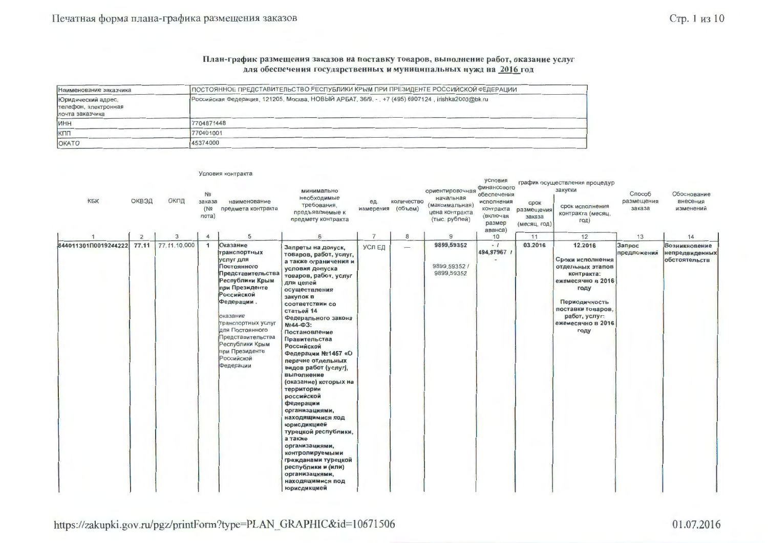## План-график размещения заказов на поставку товаров, выполнение работ, оказание услуг для обеспечения государственных и муниципальных нужд на 2016 год

| | |
|---|---|
| Наименование заказчика | ПОСТОЯННОЕ ПРЕДСТАВИТЕЛЬСТВО РЕСПУБЛИКИ КРЫМ ПРИ ПРЕЗИДЕНТЕ РОССИЙСКОЙ ФЕДЕРАЦИИ |
| Юридический адрес, телефон, электронная почта заказчика | Российская Федерация, 121205, Москва, НОВЫЙ АРБАТ, 36/9, - , +7 (495) 6907124 , irishka2000@bk.ru |
| ИНН | 7704871448 |
| КПП | 770401001 |
| ОКАТО | 45374000 |

| КБК | ОКВЭД | ОКПД | Условия контракта | | | | | | | график осуществления процедур закупки | | Способ размещения заказа | Обоснование внесения изменений |
|---|---|---|---|---|---|---|---|---|---|---|---|---|---|
| | | | № заказа (№ лота) | наименование предмета контракта | минимально необходимые требования, предъявляемые к предмету контракта | ед. измерения | количество (объем) | ориентировочная начальная (максимальная) цена контракта (тыс. рублей) | условия финансового обеспечения исполнения контракта (включая размер аванса) | срок размещения заказа (месяц, год) | срок исполнения контракта (месяц, год) | | |
| 1 | 2 | 3 | 4 | 5 | 6 | 7 | 8 | 9 | 10 | 11 | 12 | 13 | 14 |
| 84401130П0019244222 | 77.11 | 77.11.10.000 | 1 | **Оказание транспортных услуг для Постоянного Представительства Республики Крым при Президенте Российской Федерации .** оказание транспортных услуг для Постоянного Представительства Республики Крым при Президенте Российской Федерации | **Запреты на допуск, товаров, работ, услуг, а также ограничения и условия допуска товаров, работ, услуг для целей осуществления закупок в соответствии со статьей 14 Федерального закона №44-ФЗ: Постановление Правительства Российской Федерации №1457 «О перечне отдельных видов работ (услуг), выполнение (оказание) которых на территории российской федерации организациями, находящимися под юрисдикцией турецкой республики, а также организациями, контролируемыми гражданами турецкой республики и (или) организациями, находящимися под юрисдикцией** | УСЛ ЕД | — | **9899,59352** 9899,59352 / 9899,59352 | - / **494,97967 /** - | **03.2016** | **12.2016** **Сроки исполнения отдельных этапов контракта: ежемесячно в 2016 году** **Периодичность поставки товаров, работ, услуг: ежемесячно в 2016 году** | **Запрос предложений** | **Возникновение непредвиденных обстоятельств** |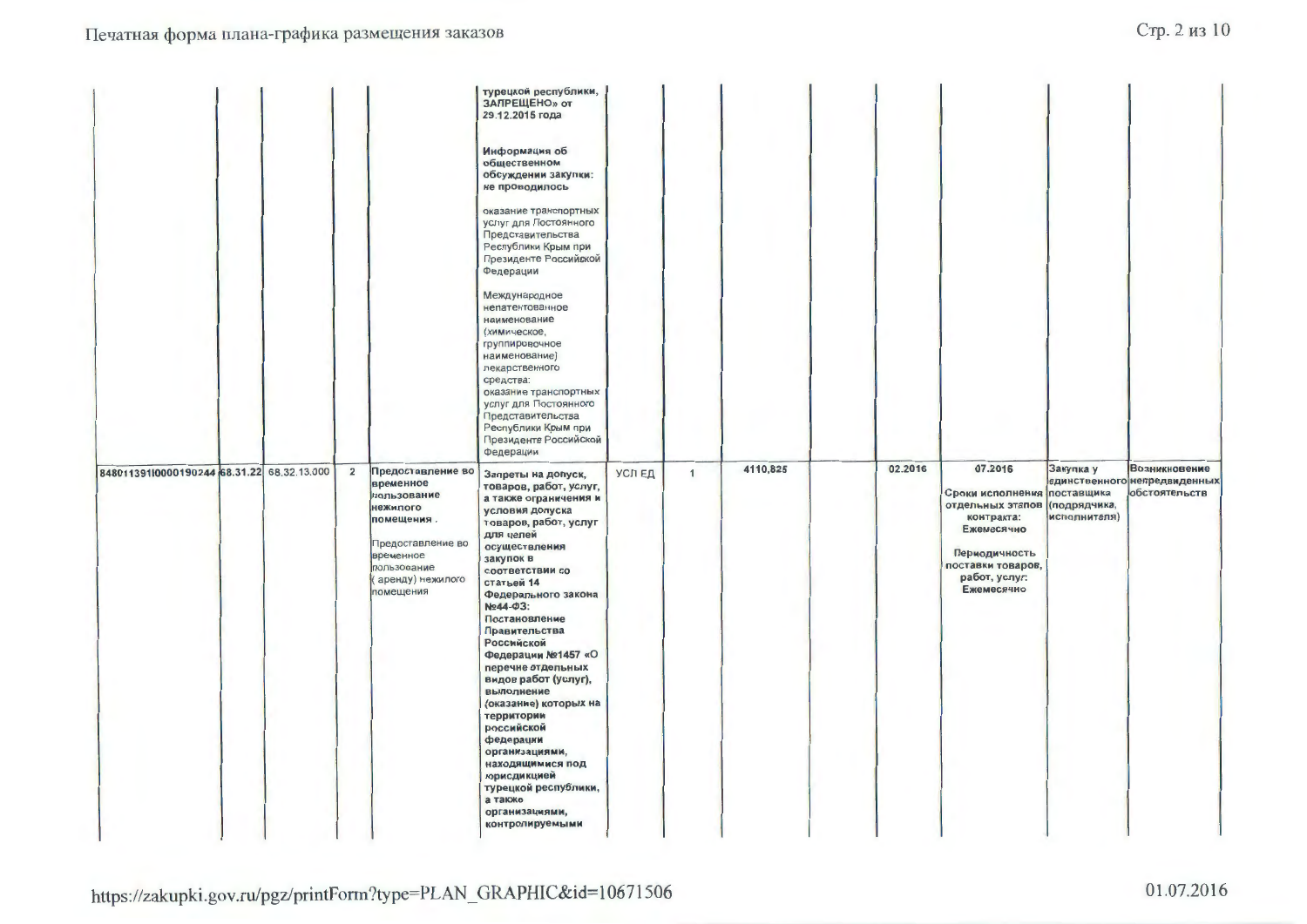| | | | | | | | | | | | | | |
|---|---|---|---|---|---|---|---|---|---|---|---|---|---|
| | | | | | **турецкой республики, ЗАПРЕЩЕНО» от 29.12.2015 года**<br><br>**Информация об общественном обсуждении закупки: не проводилось**<br><br>оказание транспортных услуг для Постоянного Представительства Республики Крым при Президенте Российской Федерации<br><br>Международное непатентованное наименование (химическое, группировочное наименование) лекарственного средства: оказание транспортных услуг для Постоянного Представительства Республики Крым при Президенте Российской Федерации | | | | | | | | |
| **848011391I0000190244** | **68.31.22** | 68.32.13.000 | 2 | **Предоставление во временное пользование нежилого помещения .**<br><br>Предоставление во временное пользование ( аренду) нежилого помещения | **Запреты на допуск, товаров, работ, услуг, а также ограничения и условия допуска товаров, работ, услуг для целей осуществления закупок в соответствии со статьей 14 Федерального закона №44-ФЗ: Постановление Правительства Российской Федерации №1457 «О перечне отдельных видов работ (услуг), выполнение (оказание) которых на территории российской федерации организациями, находящимися под юрисдикцией турецкой республики, а также организациями, контролируемыми** | УСЛ ЕД | 1 | 4110,825 | | 02.2016 | **07.2016**<br><br>**Сроки исполнения отдельных этапов контракта: Ежемесячно**<br><br>**Периодичность поставки товаров, работ, услуг: Ежемесячно** | Закупка у единственного поставщика (подрядчика, исполнителя) | **Возникновение непредвиденных обстоятельств** |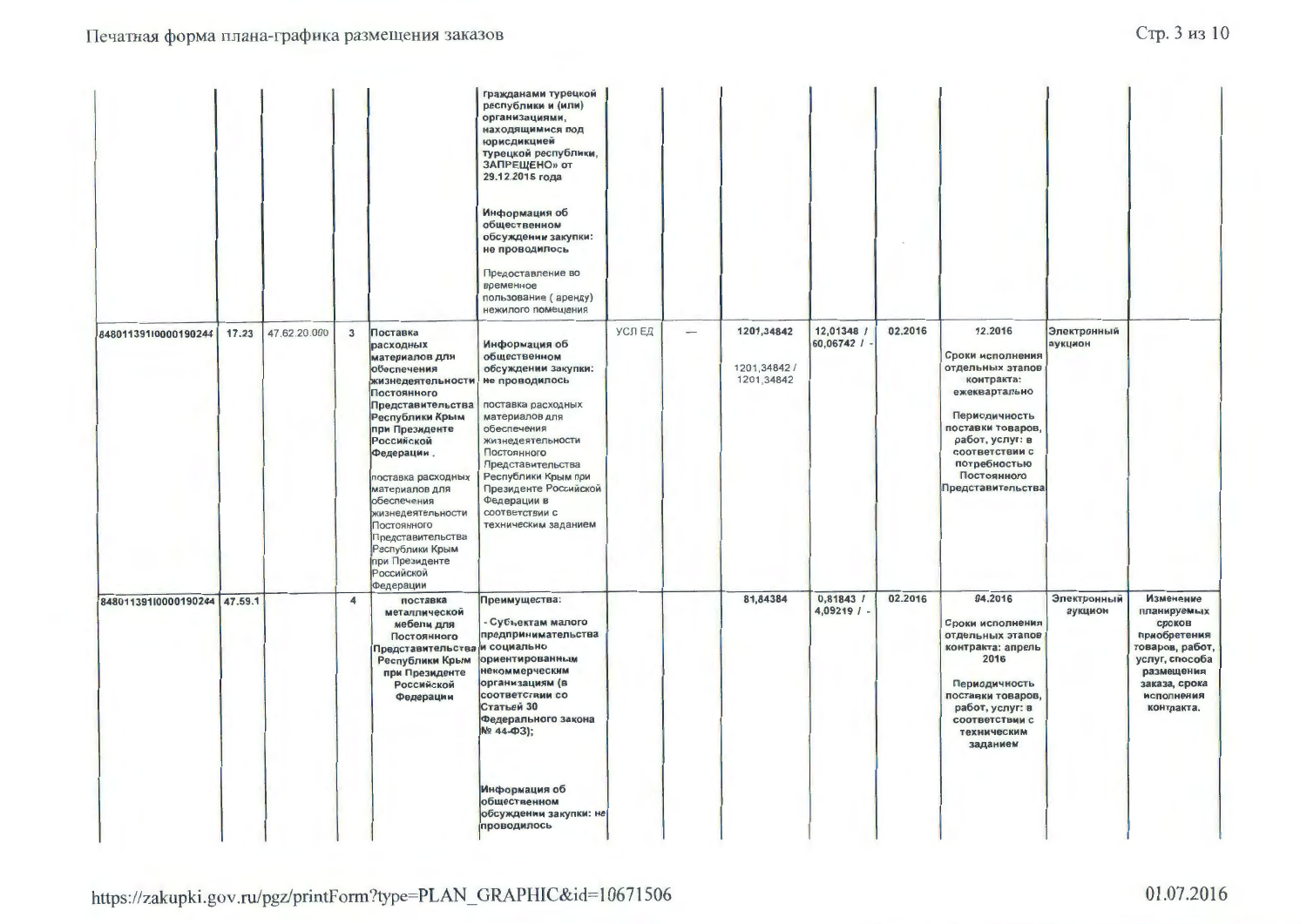|  |  |  |  |  |  |  |  |  |  |  |  |  |  |
|---|---|---|---|---|---|---|---|---|---|---|---|---|---|
|  |  |  |  |  | **гражданами турецкой республики и (или) организациями, находящимися под юрисдикцией турецкой республики, ЗАПРЕЩЕНО» от 29.12.2015 года** **Информация об общественном обсуждении закупки: не проводилось** Предоставление во временное пользование ( аренду) нежилого помещения |  |  |  |  |  |  |  |  |
| **848011391l0000190244** | **17.23** | 47.62.20.000 | **3** | **Поставка расходных материалов для обеспечения жизнедеятельности Постоянного Представительства Республики Крым при Президенте Российской Федерации .** поставка расходных материалов для обеспечения жизнедеятельности Постоянного Представительства Республики Крым при Президенте Российской Федерации | **Информация об общественном обсуждении закупки: не проводилось** поставка расходных материалов для обеспечения жизнедеятельности Постоянного Представительства Республики Крым при Президенте Российской Федерации в соответствии с техническим заданием | УСЛ ЕД | — | **1201,34842** 1201,34842 / 1201,34842 | **12,01348 / 60,06742 / -** | **02.2016** | **12.2016** **Сроки исполнения отдельных этапов контракта: ежеквартально** **Периодичность поставки товаров, работ, услуг: в соответствии с потребностью Постоянного Представительства** | **Электронный аукцион** |  |
| **848011391l0000190244** | **47.59.1** |  | **4** | **поставка металлической мебели для Постоянного Представительства Республики Крым при Президенте Российской Федерации** | **Преимущества:** **- Субъектам малого предпринимательства и социально ориентированным некоммерческим организациям (в соответствии со Статьей 30 Федерального закона № 44-ФЗ);** **Информация об общественном обсуждении закупки: не проводилось** |  |  | **81,84384** | **0,81843 / 4,09219 / -** | **02.2016** | **04.2016** **Сроки исполнения отдельных этапов контракта: апрель 2016** **Периодичность поставки товаров, работ, услуг: в соответствии с техническим заданием** | **Электронный аукцион** | **Изменение планируемых сроков приобретения товаров, работ, услуг, способа размещения заказа, срока исполнения контракта.** |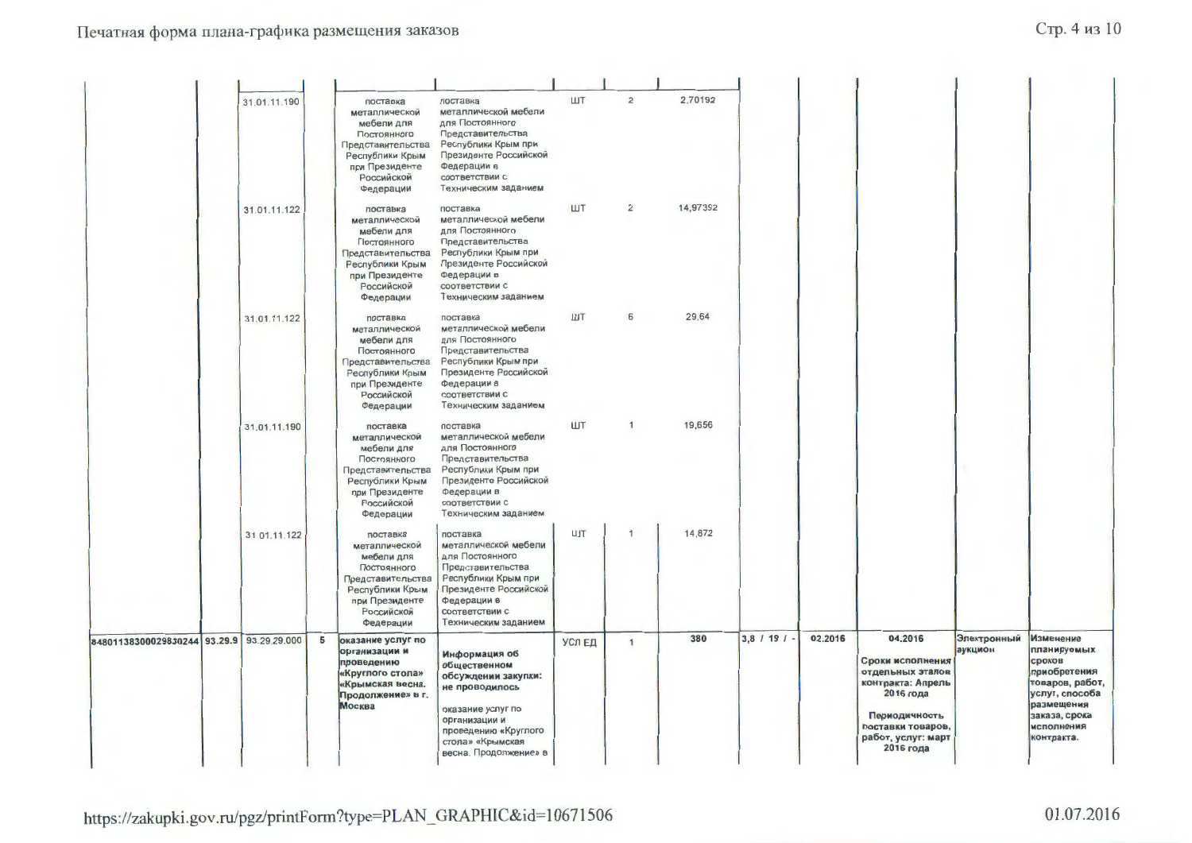|  |  |  |  |  |  |  |  |  |  |  |  |  |  |
|---|---|---|---|---|---|---|---|---|---|---|---|---|---|
|  |  | 31.01.11.190 |  | поставка металлической мебели для Постоянного Представительства Республики Крым при Президенте Российской Федерации | поставка металлической мебели для Постоянного Представительства Республики Крым при Президенте Российской Федерации в соответствии с Техническим заданием | ШТ | 2 | 2,70192 |  |  |  |  |  |
|  |  | 31.01.11.122 |  | поставка металлической мебели для Постоянного Представительства Республики Крым при Президенте Российской Федерации | поставка металлической мебели для Постоянного Представительства Республики Крым при Президенте Российской Федерации в соответствии с Техническим заданием | ШТ | 2 | 14,97392 |  |  |  |  |  |
|  |  | 31.01.11.122 |  | поставка металлической мебели для Постоянного Представительства Республики Крым при Президенте Российской Федерации | поставка металлической мебели для Постоянного Представительства Республики Крым при Президенте Российской Федерации в соответствии с Техническим заданием | ШТ | 6 | 29,64 |  |  |  |  |  |
|  |  | 31.01.11.190 |  | поставка металлической мебели для Постоянного Представительства Республики Крым при Президенте Российской Федерации | поставка металлической мебели для Постоянного Представительства Республики Крым при Президенте Российской Федерации в соответствии с Техническим заданием | ШТ | 1 | 19,656 |  |  |  |  |  |
|  |  | 31.01.11.122 |  | поставка металлической мебели для Постоянного Представительства Республики Крым при Президенте Российской Федерации | поставка металлической мебели для Постоянного Представительства Республики Крым при Президенте Российской Федерации в соответствии с Техническим заданием | ШТ | 1 | 14,872 |  |  |  |  |  |
| 84801138300029830244 | 93.29.9 | 93.29.29.000 | 5 | **оказание услуг по организации и проведению «Круглого стола» «Крымская весна. Продолжение» в г. Москва** | **Информация об общественном обсуждении закупки: не проводилось** оказание услуг по организации и проведению «Круглого стола» «Крымская весна. Продолжение» в | УСЛ ЕД | 1 | 380 | 3,8 / 19 / - | 02.2016 | 04.2016 **Сроки исполнения отдельных этапов контракта: Апрель 2016 года** **Периодичность поставки товаров, работ, услуг: март 2016 года** | Электронный аукцион | Изменение планируемых сроков приобретения товаров, работ, услуг, способа размещения заказа, срока исполнения контракта. |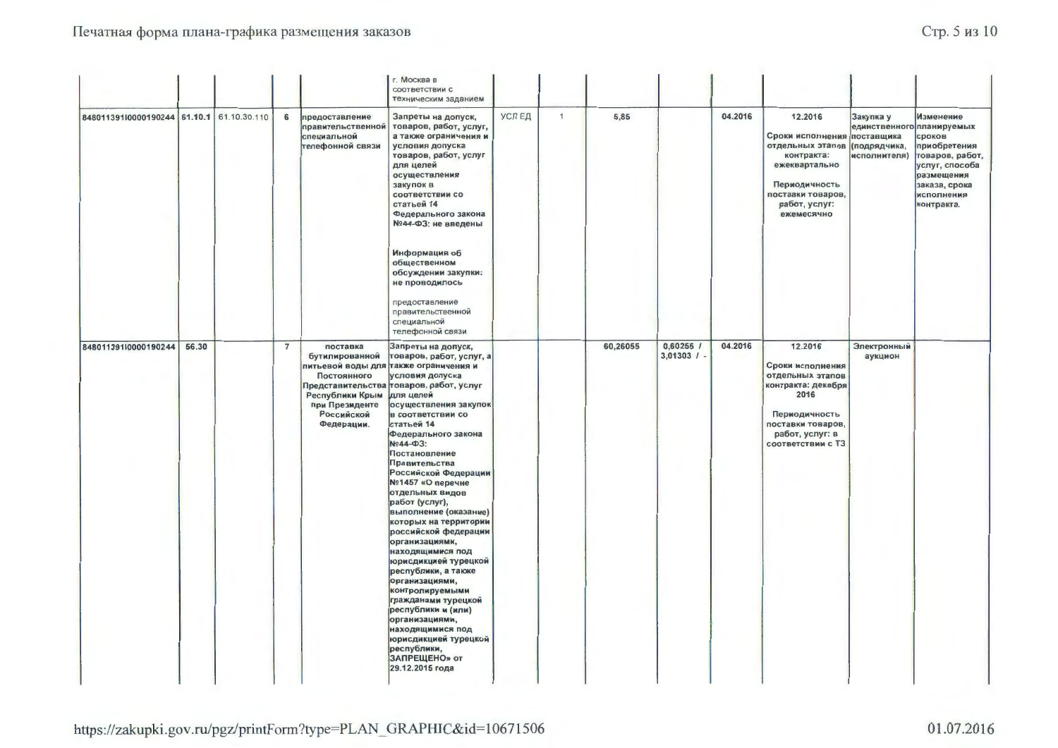| | | | | | | | | | | | | | |
|---|---|---|---|---|---|---|---|---|---|---|---|---|---|
| | | | | | г. Москва в соответствии с техническим заданием | | | | | | | | |
| 848011391I0000190244 | 61.10.1 | 61.10.30.110 | 6 | предоставление правительственной специальной телефонной связи | **Запреты на допуск, товаров, работ, услуг, а также ограничения и условия допуска товаров, работ, услуг для целей осуществления закупок в соответствии со статьей 14 Федерального закона №44-ФЗ: не введены**<br><br>**Информация об общественном обсуждении закупки: не проводилось**<br><br>предоставление правительственной специальной телефонной связи | УСЛ ЕД | 1 | 5,85 | | 04.2016 | 12.2016<br><br>Сроки исполнения отдельных этапов контракта: ежеквартально<br><br>Периодичность поставки товаров, работ, услуг: ежемесячно | Закупка у единственного поставщика (подрядчика, исполнителя) | Изменение планируемых сроков приобретения товаров, работ, услуг, способа размещения заказа, срока исполнения контракта. |
| 848011391I0000190244 | 56.30 | | 7 | поставка бутилированной питьевой воды для Постоянного Представительства Республики Крым при Президенте Российской Федерации. | **Запреты на допуск, товаров, работ, услуг, а также ограничения и условия допуска товаров, работ, услуг для целей осуществления закупок в соответствии со статьей 14 Федерального закона №44-ФЗ: Постановление Правительства Российской Федерации №1457 «О перечне отдельных видов работ (услуг), выполнение (оказание) которых на территории российской федерации организациями, находящимися под юрисдикцией турецкой республики, а также организациями, контролируемыми гражданами турецкой республики и (или) организациями, находящимися под юрисдикцией турецкой республики, ЗАПРЕЩЕНО» от 29.12.2015 года** | | | 60,26055 | 0,60255 / 3,01303 / - | 04.2016 | 12.2016<br><br>Сроки исполнения отдельных этапов контракта: декабря 2016<br><br>Периодичность поставки товаров, работ, услуг: в соответствии с ТЗ | Электронный аукцион | |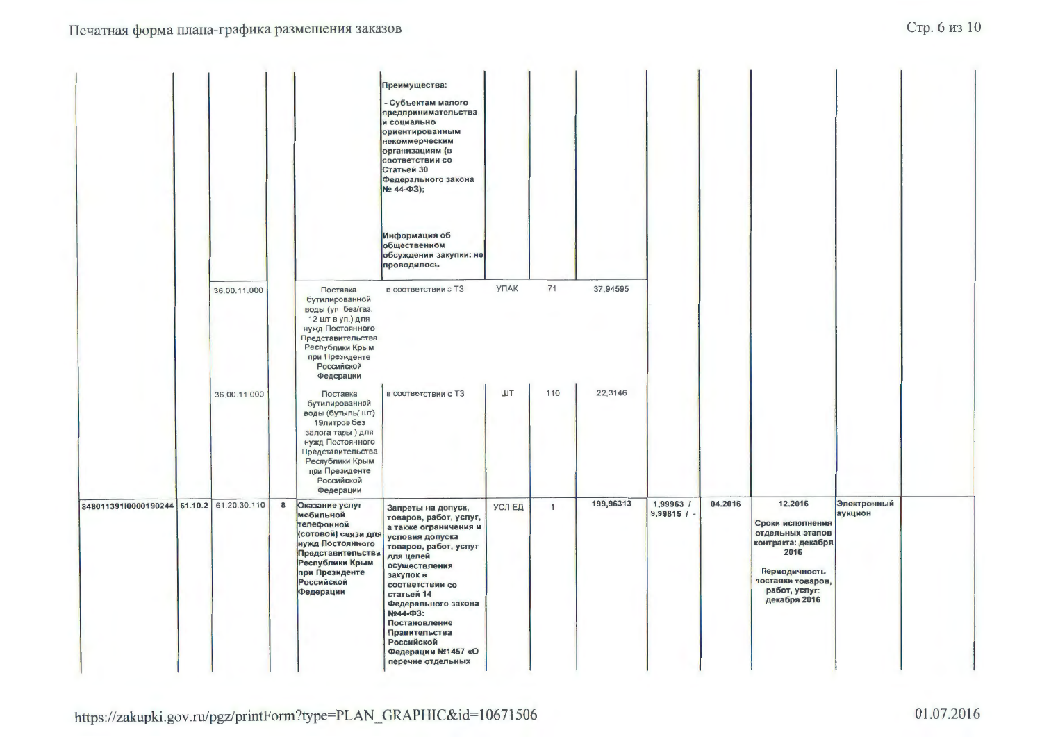| | | | | | | | | | | | | | | |
|---|---|---|---|---|---|---|---|---|---|---|---|---|---|---|
| | | | | | **Преимущества:**<br><br>**- Субъектам малого предпринимательства и социально ориентированным некоммерческим организациям (в соответствии со Статьей 30 Федерального закона № 44-ФЗ);**<br><br>**Информация об общественном обсуждении закупки: не проводилось** | | | | | | | | | |
| | | 36.00.11.000 | | Поставка бутилированной воды (уп. без/газ. 12 шт в уп.) для нужд Постоянного Представительства Республики Крым при Президенте Российской Федерации | в соответствии с ТЗ | УПАК | 71 | 37,94595 | | | | | | |
| | | 36.00.11.000 | | Поставка бутилированной воды (бутыль( шт) 19литров без залога тары ) для нужд Постоянного Представительства Республики Крым при Президенте Российской Федерации | в соответствии с ТЗ | ШТ | 110 | 22,3146 | | | | | | |
| **848011391I0000190244** | **61.10.2** | 61.20.30.110 | **8** | **Оказание услуг мобильной телефонной (сотовой) связи для нужд Постоянного Представительства Республики Крым при Президенте Российской Федерации** | **Запреты на допуск, товаров, работ, услуг, а также ограничения и условия допуска товаров, работ, услуг для целей осуществления закупок в соответствии со статьей 14 Федерального закона №44-ФЗ: Постановление Правительства Российской Федерации №1457 «О перечне отдельных** | **УСЛ ЕД** | **1** | **199,96313** | **1,99963 / 9,99815 / -** | **04.2016** | **12.2016**<br><br>**Сроки исполнения отдельных этапов контракта: декабря 2016**<br><br>**Периодичность поставки товаров, работ, услуг: декабря 2016** | **Электронный аукцион** | | |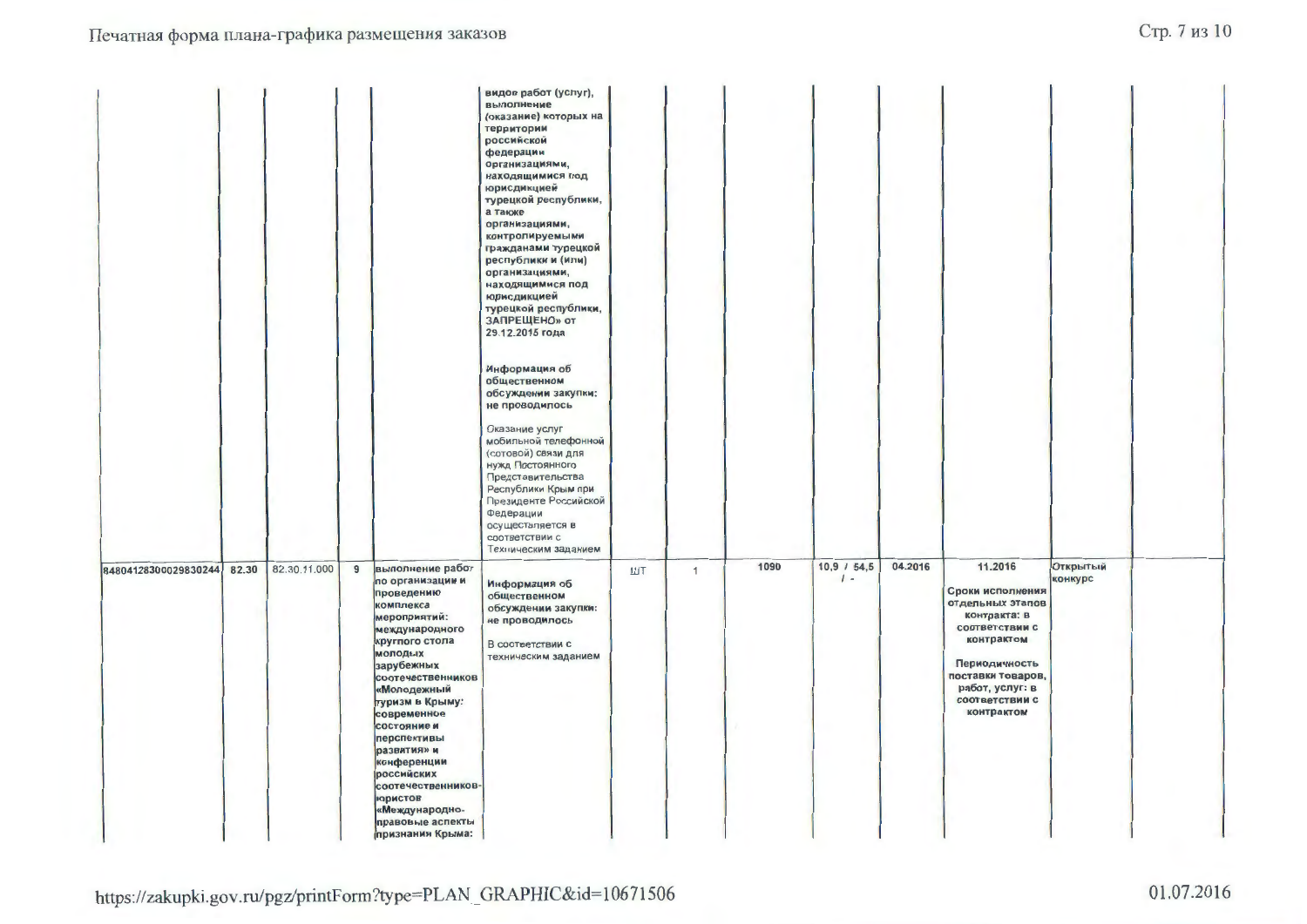| | | | | | | | | | | | | | | |
|---|---|---|---|---|---|---|---|---|---|---|---|---|---|---|
| | | | | | видов работ (услуг), выполнение (оказание) которых на территории российской федерации организациями, находящимися под юрисдикцией турецкой республики, а также организациями, контролируемыми гражданами турецкой республики и (или) организациями, находящимися под юрисдикцией турецкой республики, ЗАПРЕЩЕНО» от 29.12.2015 года<br><br>Информация об общественном обсуждении закупки: не проводилось<br><br>Оказание услуг мобильной телефонной (сотовой) связи для нужд Постоянного Представительства Республики Крым при Президенте Российской Федерации осуществляется в соответствии с Техническим заданием | | | | | | | | | |
| 84804128300029830244 | 82.30 | 82.30.11.000 | 9 | выполнение работ по организации и проведению комплекса мероприятий: международного круглого стола молодых зарубежных соотечественников «Молодежный туризм в Крыму: современное состояние и перспективы развития» и конференции российских соотечественников-юристов «Международно-правовые аспекты признания Крыма: | Информация об общественном обсуждении закупки: не проводилось<br><br>В соответствии с техническим заданием | ШТ | 1 | 1090 | 10,9 / 54,5 / - | 04.2016 | 11.2016<br><br>Сроки исполнения отдельных этапов контракта: в соответствии с контрактом<br><br>Периодичность поставки товаров, работ, услуг: в соответствии с контрактом | Открытый конкурс | | |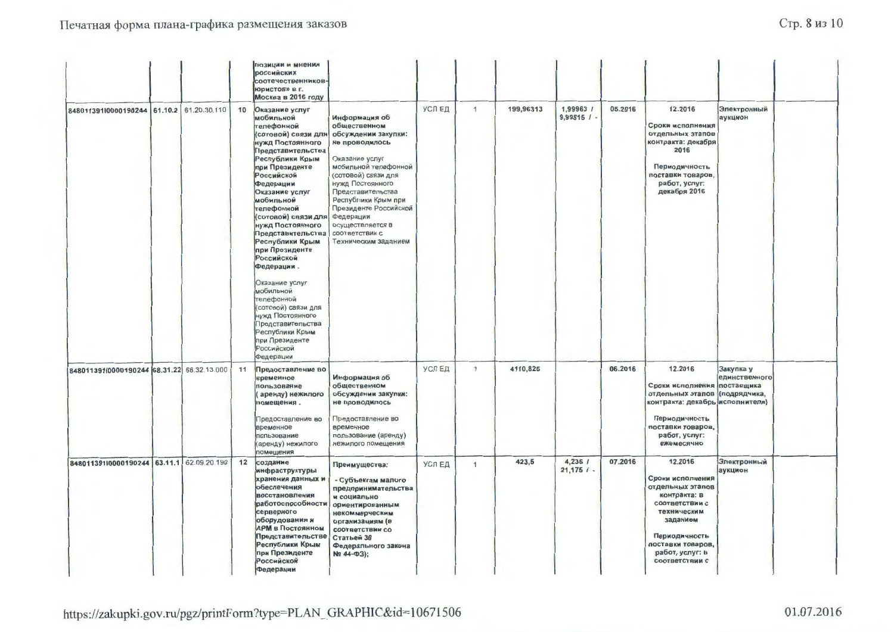|  |  |  |  |  |  |  |  |  |  |  |  |  |  |  |
|---|---|---|---|---|---|---|---|---|---|---|---|---|---|---|
|  |  |  |  | позиции и мнения российских соотечественников-юристов» в г. Москва в 2016 году |  |  |  |  |  |  |  |  |  |  |
| 848011391I0000190244 | 61.10.2 | 61.20.30.110 | 10 | **Оказание услуг мобильной телефонной (сотовой) связи для нужд Постоянного Представительства Республики Крым при Президенте Российской Федерации Оказание услуг мобильной телефонной (сотовой) связи для нужд Постоянного Представительства Республики Крым при Президенте Российской Федерации .**<br><br>Оказание услуг мобильной телефонной (сотовой) связи для нужд Постоянного Представительства Республики Крым при Президенте Российской Федерации | **Информация об общественном обсуждении закупки: не проводилось**<br><br>Оказание услуг мобильной телефонной (сотовой) связи для нужд Постоянного Представительства Республики Крым при Президенте Российской Федерации осуществляется в соответствии с Техническим заданием | УСЛ ЕД | 1 | 199,96313 | 1,99963 / 9,99815 / - | 05.2016 | 12.2016<br><br>**Сроки исполнения отдельных этапов контракта: декабря 2016**<br><br>**Периодичность поставки товаров, работ, услуг: декабря 2016** | **Электронный аукцион** |  |  |
| 848011391I0000190244 | 68.31.22 | 68.32.13.000 | 11 | **Предоставление во временное пользование ( аренду) нежилого помещения .**<br><br>Предоставление во временное пользование (аренду) нежилого помещения | **Информация об общественном обсуждении закупки: не проводилось**<br><br>Предоставление во временное пользование (аренду) нежилого помещения | УСЛ ЕД | 1 | 4110,826 |  | 06.2016 | 12.2016<br><br>**Сроки исполнения отдельных этапов контракта: декабрь**<br><br>**Периодичность поставки товаров, работ, услуг: ежемесячно** | **Закупка у единственного поставщика (подрядчика, исполнителя)** |  |  |
| 848011391I0000190244 | 63.11.1 | 62.09.20.190 | 12 | **создание инфраструктуры хранения данных и обеспечения восстановления работоспособности серверного оборудования и АРМ в Постоянном Представительстве Республики Крым при Президенте Российской Федерации** | **Преимущества:**<br><br>**- Субъектам малого предпринимательства и социально ориентированным некоммерческим организациям (в соответствии со Статьей 30 Федерального закона № 44-ФЗ);** | УСЛ ЕД | 1 | 423,5 | 4,235 / 21,175 / - | 07.2016 | 12.2016<br><br>**Сроки исполнения отдельных этапов контракта: в соответствии с техническим заданием**<br><br>**Периодичность поставки товаров, работ, услуг: в соответствии с** | **Электронный аукцион** |  |  |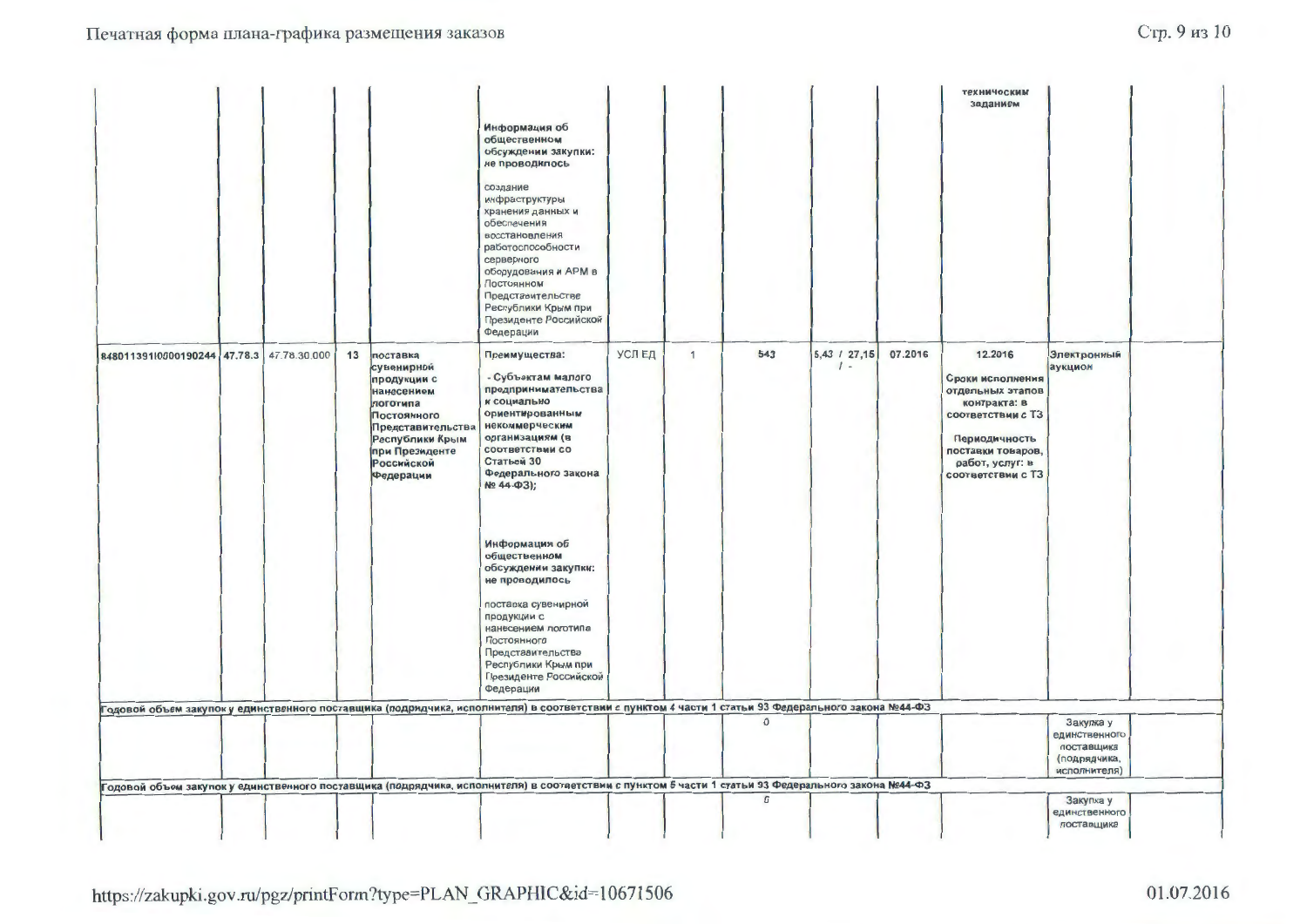| | | | | | | | | | | | | | |
|---|---|---|---|---|---|---|---|---|---|---|---|---|---|
| | | | | | Информация об общественном обсуждении закупки: не проводилось<br><br>создание инфраструктуры хранения данных и обеспечения восстановления работоспособности серверного оборудования и АРМ в Постоянном Представительстве Республики Крым при Президенте Российской Федерации | | | | | | техническим заданием | | |
| 848011391I0000190244 | 47.78.3 | 47.78.30.000 | 13 | поставка сувенирной продукции с нанесением логотипа Постоянного Представительства Республики Крым при Президенте Российской Федерации | Преимущества:<br><br>- Субъектам малого предпринимательства и социально ориентированным некоммерческим организациям (в соответствии со Статьей 30 Федерального закона № 44-ФЗ);<br><br>Информация об общественном обсуждении закупки: не проводилось<br><br>поставка сувенирной продукции с нанесением логотипа Постоянного Представительства Республики Крым при Президенте Российской Федерации | УСЛ ЕД | 1 | 543 | 5,43 / 27,15 / - | 07.2016 | 12.2016<br><br>Сроки исполнения отдельных этапов контракта: в соответствии с ТЗ<br><br>Периодичность поставки товаров, работ, услуг: в соответствии с ТЗ | Электронный аукцион | |
| Годовой объем закупок у единственного поставщика (подрядчика, исполнителя) в соответствии с пунктом 4 части 1 статьи 93 Федерального закона №44-ФЗ | | | | | | | | | | | | | |
| | | | | | | | | 0 | | | | Закупка у единственного поставщика (подрядчика, исполнителя) | |
| Годовой объем закупок у единственного поставщика (подрядчика, исполнителя) в соответствии с пунктом 5 части 1 статьи 93 Федерального закона №44-ФЗ | | | | | | | | | | | | | |
| | | | | | | | | 0 | | | | Закупка у единственного поставщика | |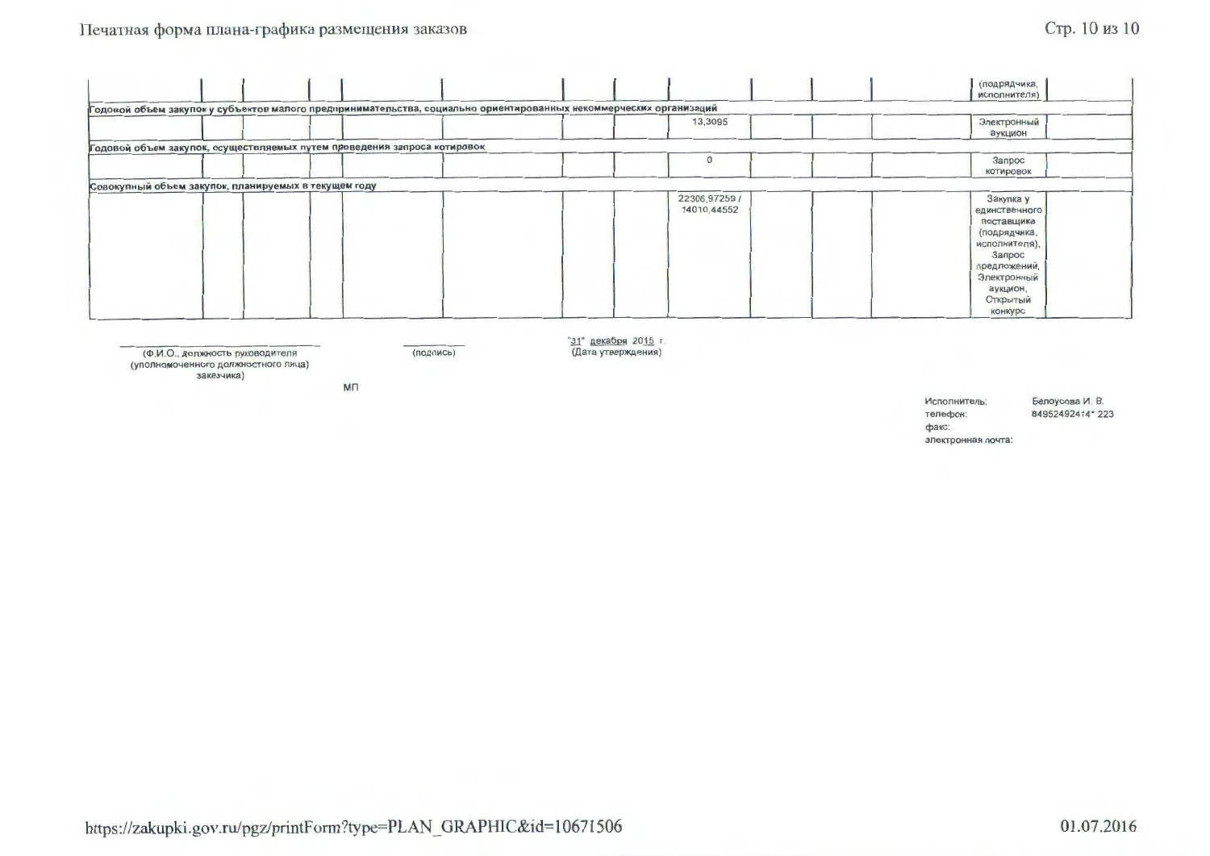| | | | | | | | | | | | | | |
|---|---|---|---|---|---|---|---|---|---|---|---|---|---|
| | | | | | | | | | | | | (подрядчика, исполнителя) | |
| **Годовой объем закупок у субъектов малого предпринимательства, социально ориентированных некоммерческих организаций** | | | | | | | | | | | | | |
| | | | | | | | | 13,3095 | | | | Электронный аукцион | |
| **Годовой объем закупок, осуществляемых путем проведения запроса котировок** | | | | | | | | | | | | | |
| | | | | | | | | 0 | | | | Запрос котировок | |
| **Совокупный объем закупок, планируемых в текущем году** | | | | | | | | | | | | | |
| | | | | | | | | 22306,97259 / 14010,44552 | | | | Закупка у единственного поставщика (подрядчика, исполнителя), Запрос предложений, Электронный аукцион, Открытый конкурс | |

_______________________
(Ф.И.О., должность руководителя (уполномоченного должностного лица) заказчика)

_______________
(подпись)

"31" декабря 2015 г.
(Дата утверждения)

МП

Исполнитель: Белоусова И. В.
телефон: 84952492414* 223
факс:
электронная почта:

https://zakupki.gov.ru/pgz/printForm?type=PLAN_GRAPHIC&id=10671506

01.07.2016